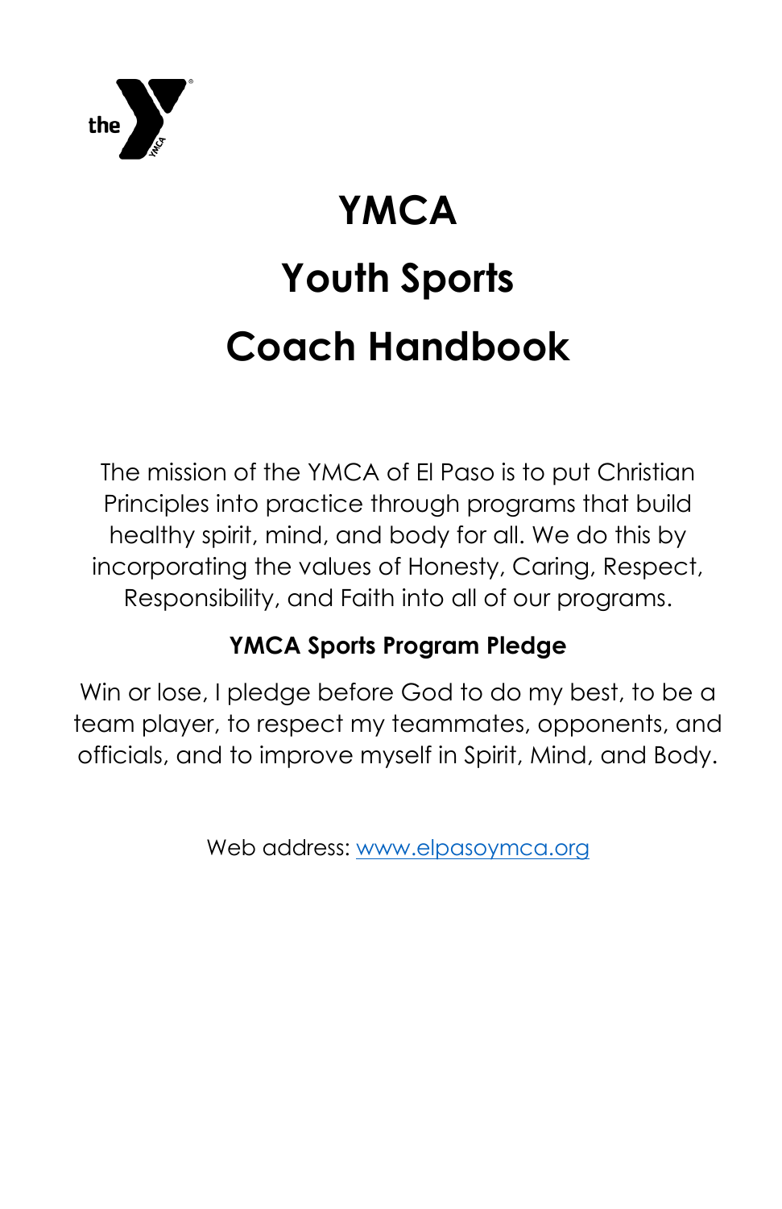# YMCA

# Youth Sports

# Coach Handbook

The mission of the YMCA of El Paso is to put Christian Principles into practice through programs that build healthy spirit, mind, and body for all. We do this by incorporating the values of Honesty, Caring, Respect, Responsibility, and Faith into all of our programs.

**YMCA Sports Program Pledge**

Win or lose, I pledge before God to do my best, to be a team player, to respect my teammates, opponents, and officials, and to improve myself in Spirit, Mind, and Body.

Web address: [www.elpasoymca.org](http://www.elpasoymca.org)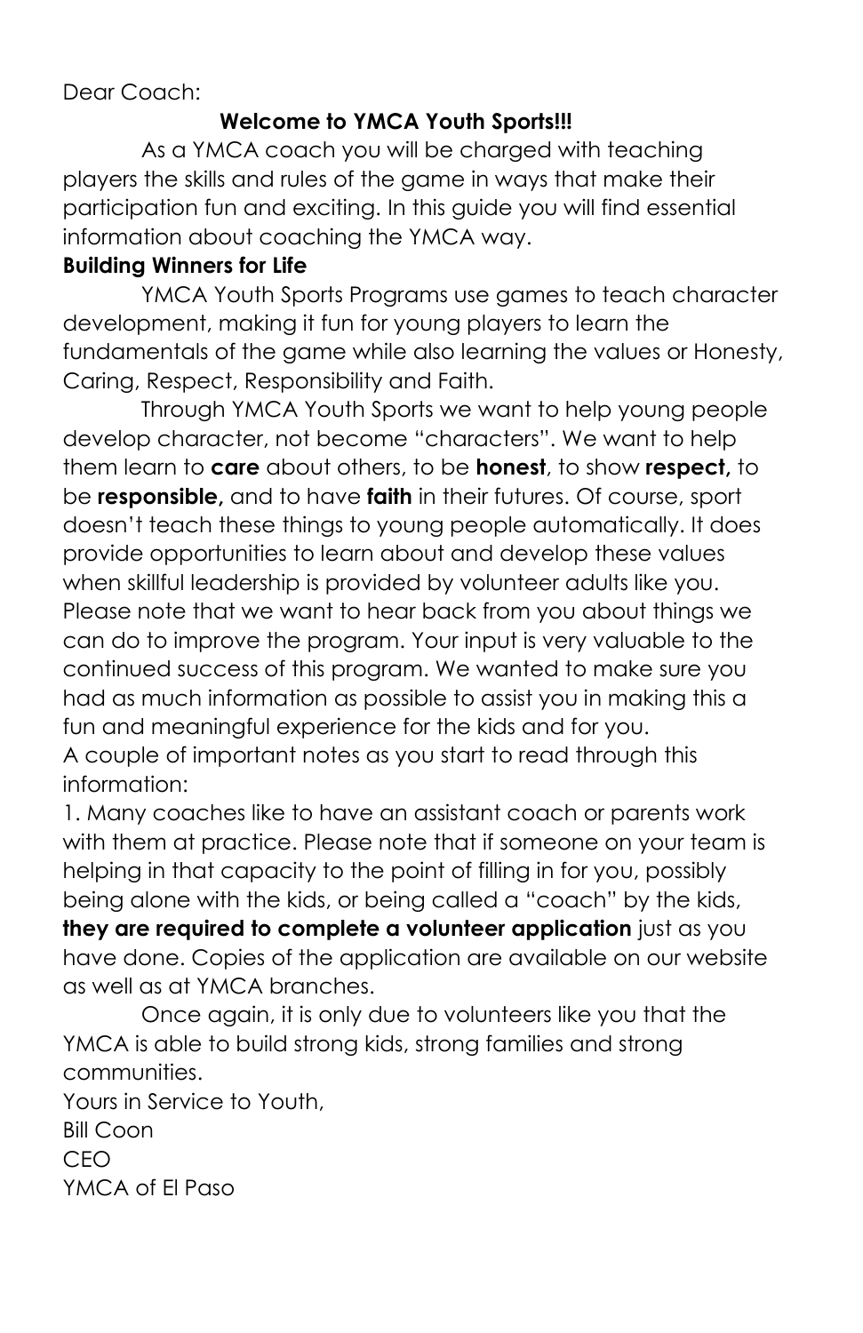Dear Coach:

## Welcome to YMCA Youth Sports!!!

As a YMCA coach you will be charged with teaching players the skills and rules of the game in ways that make their participation fun and exciting. In this guide you will find essential information about coaching the YMCA way.

**Building Winners for Life**

YMCA Youth Sports Programs use games to teach character development, making it fun for young players to learn the fundamentals of the game while also learning the values or Honesty, Caring, Respect, Responsibility and Faith.

Through YMCA Youth Sports we want to help young people develop character, not become "characters". We want to help them learn to **care** about others, to be **honest**, to show **respect,** to be **responsible,** and to have **faith** in their futures. Of course, sport doesn't teach these things to young people automatically. It does provide opportunities to learn about and develop these values when skillful leadership is provided by volunteer adults like you. Please note that we want to hear back from you about things we can do to improve the program. Your input is very valuable to the continued success of this program. We wanted to make sure you had as much information as possible to assist you in making this a fun and meaningful experience for the kids and for you.

A couple of important notes as you start to read through this information:

1. Many coaches like to have an assistant coach or parents work with them at practice. Please note that if someone on your team is helping in that capacity to the point of filling in for you, possibly being alone with the kids, or being called a "coach" by the kids, **they are required to complete a volunteer application** just as you have done. Copies of the application are available on our website as well as at YMCA branches.

Once again, it is only due to volunteers like you that the YMCA is able to build strong kids, strong families and strong communities.

Yours in Service to Youth,
Bill Coon
CEO
YMCA of El Paso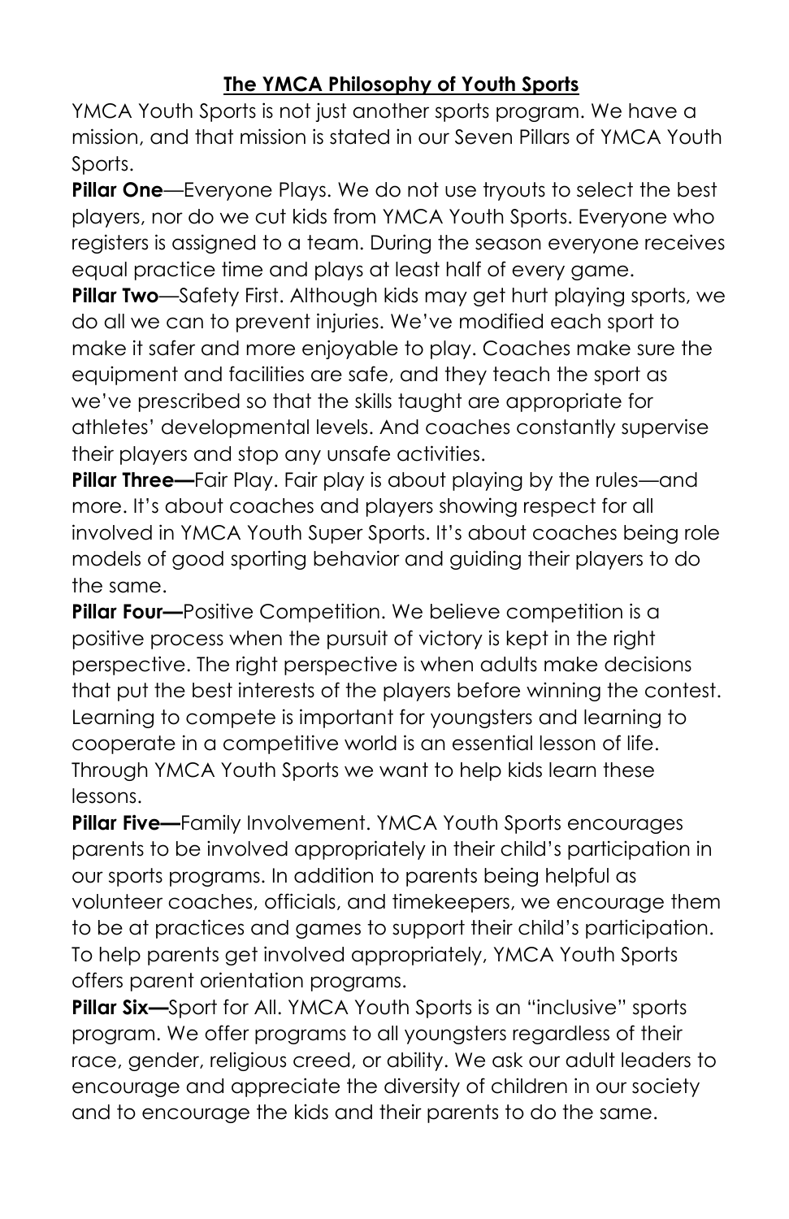## The YMCA Philosophy of Youth Sports

YMCA Youth Sports is not just another sports program. We have a mission, and that mission is stated in our Seven Pillars of YMCA Youth Sports.

**Pillar One**—Everyone Plays. We do not use tryouts to select the best players, nor do we cut kids from YMCA Youth Sports. Everyone who registers is assigned to a team. During the season everyone receives equal practice time and plays at least half of every game.

**Pillar Two**—Safety First. Although kids may get hurt playing sports, we do all we can to prevent injuries. We've modified each sport to make it safer and more enjoyable to play. Coaches make sure the equipment and facilities are safe, and they teach the sport as we've prescribed so that the skills taught are appropriate for athletes' developmental levels. And coaches constantly supervise their players and stop any unsafe activities.

**Pillar Three—**Fair Play. Fair play is about playing by the rules—and more. It's about coaches and players showing respect for all involved in YMCA Youth Super Sports. It's about coaches being role models of good sporting behavior and guiding their players to do the same.

**Pillar Four—**Positive Competition. We believe competition is a positive process when the pursuit of victory is kept in the right perspective. The right perspective is when adults make decisions that put the best interests of the players before winning the contest. Learning to compete is important for youngsters and learning to cooperate in a competitive world is an essential lesson of life. Through YMCA Youth Sports we want to help kids learn these lessons.

**Pillar Five—**Family Involvement. YMCA Youth Sports encourages parents to be involved appropriately in their child's participation in our sports programs. In addition to parents being helpful as volunteer coaches, officials, and timekeepers, we encourage them to be at practices and games to support their child's participation. To help parents get involved appropriately, YMCA Youth Sports offers parent orientation programs.

**Pillar Six—**Sport for All. YMCA Youth Sports is an "inclusive" sports program. We offer programs to all youngsters regardless of their race, gender, religious creed, or ability. We ask our adult leaders to encourage and appreciate the diversity of children in our society and to encourage the kids and their parents to do the same.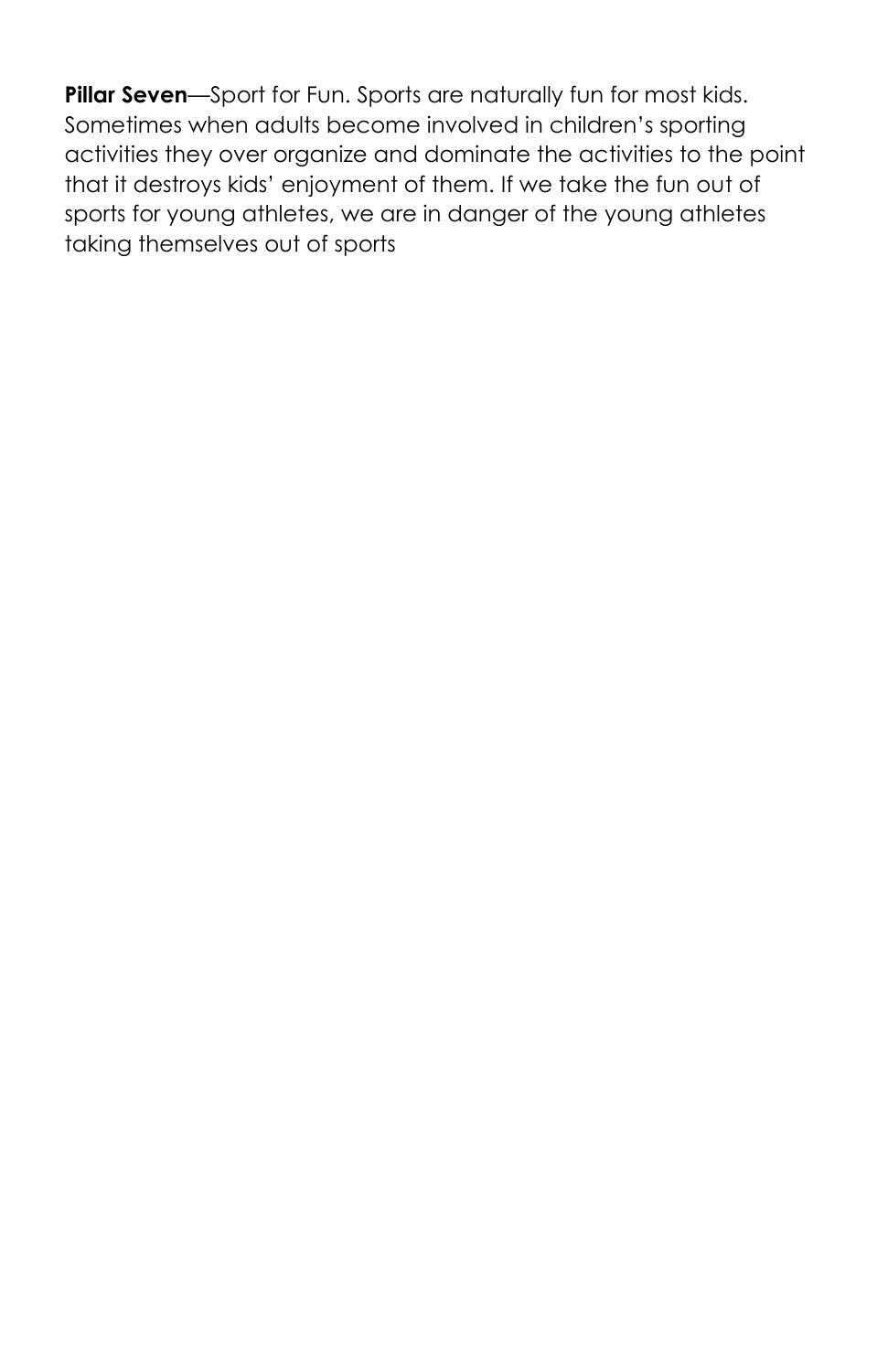**Pillar Seven**—Sport for Fun. Sports are naturally fun for most kids. Sometimes when adults become involved in children's sporting activities they over organize and dominate the activities to the point that it destroys kids' enjoyment of them. If we take the fun out of sports for young athletes, we are in danger of the young athletes taking themselves out of sports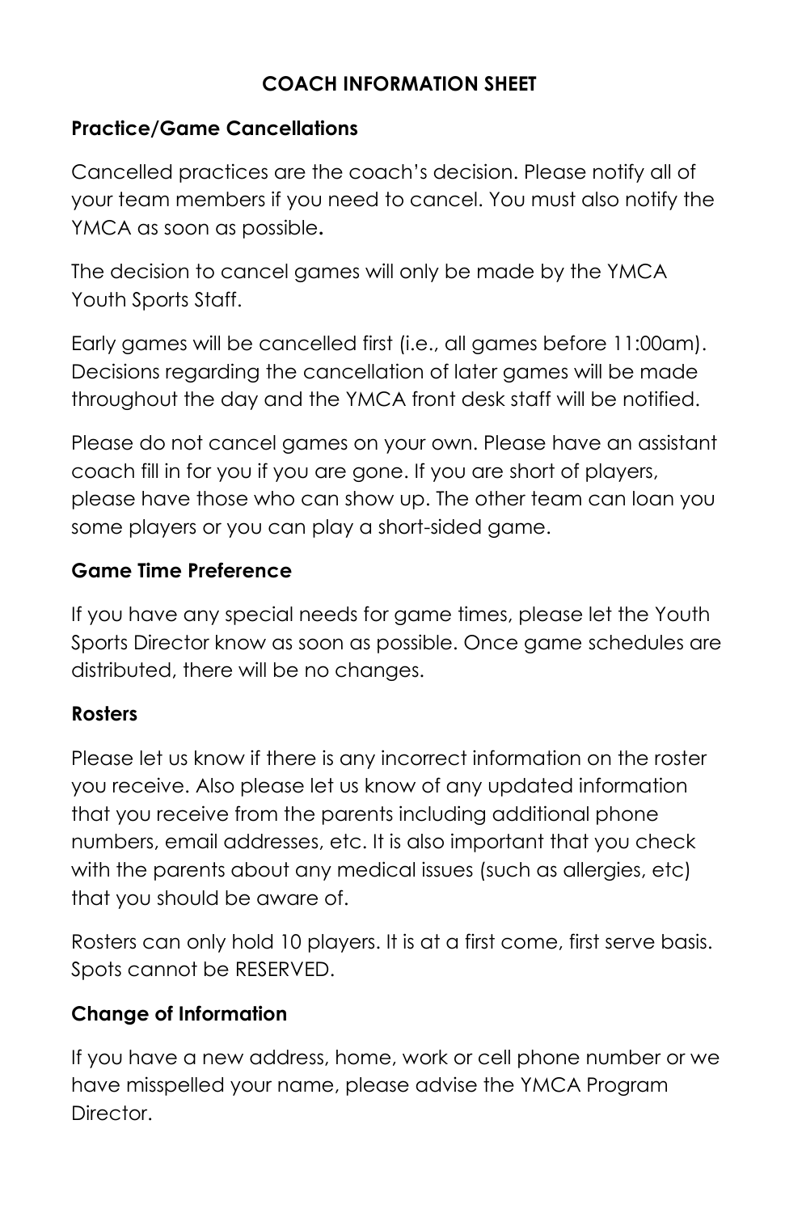# COACH INFORMATION SHEET

## Practice/Game Cancellations

Cancelled practices are the coach's decision. Please notify all of your team members if you need to cancel. You must also notify the YMCA as soon as possible**.**

The decision to cancel games will only be made by the YMCA Youth Sports Staff.

Early games will be cancelled first (i.e., all games before 11:00am). Decisions regarding the cancellation of later games will be made throughout the day and the YMCA front desk staff will be notified.

Please do not cancel games on your own. Please have an assistant coach fill in for you if you are gone. If you are short of players, please have those who can show up. The other team can loan you some players or you can play a short-sided game.

## Game Time Preference

If you have any special needs for game times, please let the Youth Sports Director know as soon as possible. Once game schedules are distributed, there will be no changes.

## Rosters

Please let us know if there is any incorrect information on the roster you receive. Also please let us know of any updated information that you receive from the parents including additional phone numbers, email addresses, etc. It is also important that you check with the parents about any medical issues (such as allergies, etc) that you should be aware of.

Rosters can only hold 10 players. It is at a first come, first serve basis. Spots cannot be RESERVED.

## Change of Information

If you have a new address, home, work or cell phone number or we have misspelled your name, please advise the YMCA Program Director.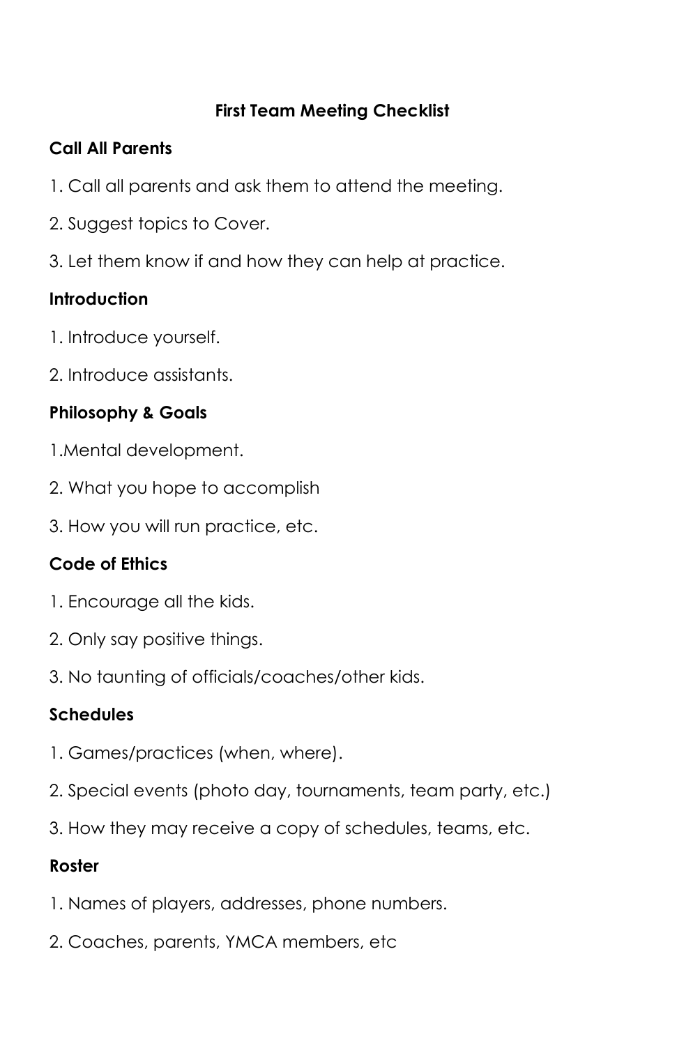## First Team Meeting Checklist

### Call All Parents

1. Call all parents and ask them to attend the meeting.

2. Suggest topics to Cover.

3. Let them know if and how they can help at practice.

### Introduction

1. Introduce yourself.

2. Introduce assistants.

### Philosophy & Goals

1.Mental development.

2. What you hope to accomplish

3. How you will run practice, etc.

### Code of Ethics

1. Encourage all the kids.

2. Only say positive things.

3. No taunting of officials/coaches/other kids.

### Schedules

1. Games/practices (when, where).

2. Special events (photo day, tournaments, team party, etc.)

3. How they may receive a copy of schedules, teams, etc.

### Roster

1. Names of players, addresses, phone numbers.

2. Coaches, parents, YMCA members, etc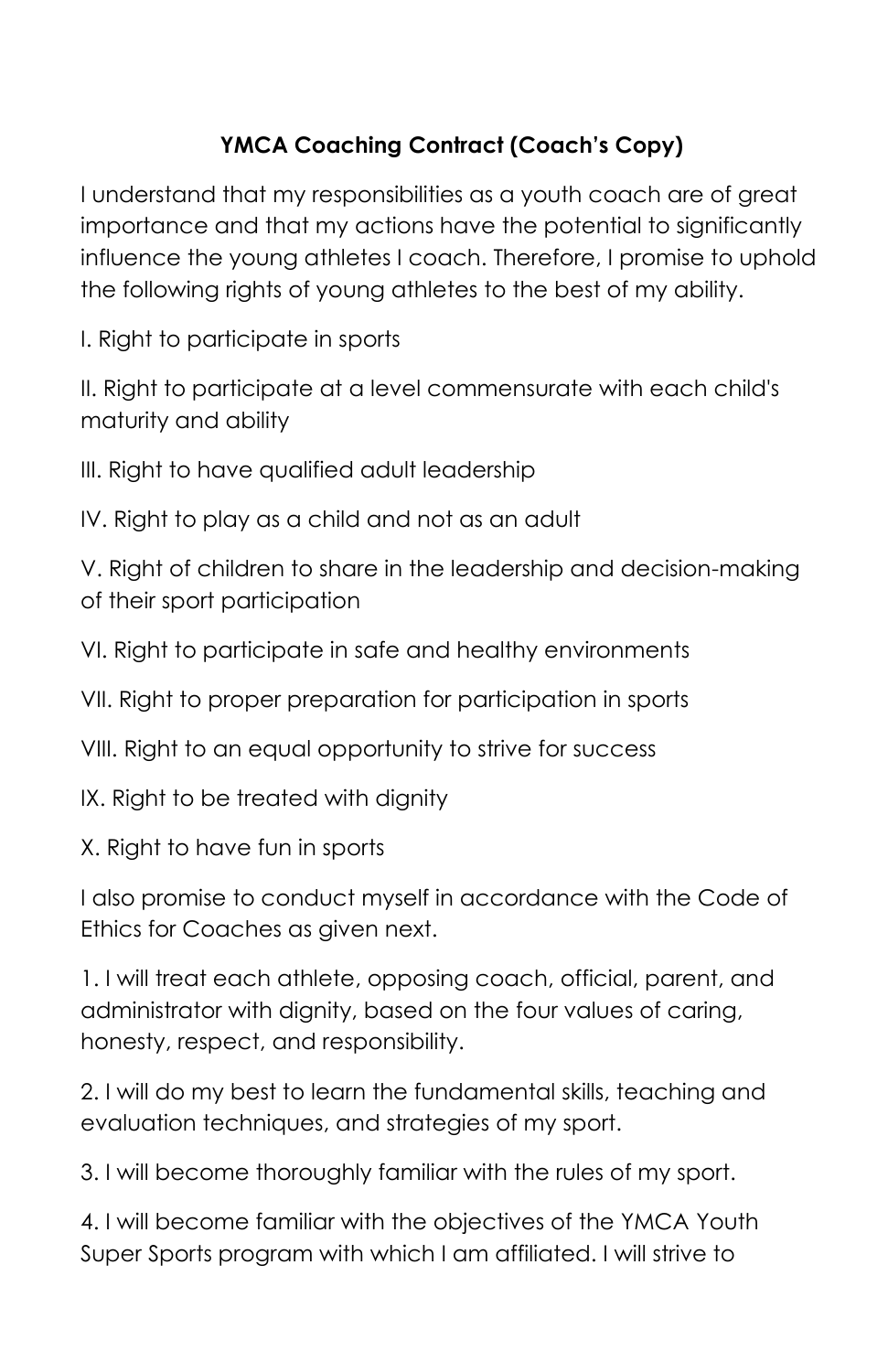## YMCA Coaching Contract (Coach's Copy)

I understand that my responsibilities as a youth coach are of great importance and that my actions have the potential to significantly influence the young athletes I coach. Therefore, I promise to uphold the following rights of young athletes to the best of my ability.

I. Right to participate in sports

II. Right to participate at a level commensurate with each child's maturity and ability

III. Right to have qualified adult leadership

IV. Right to play as a child and not as an adult

V. Right of children to share in the leadership and decision-making of their sport participation

VI. Right to participate in safe and healthy environments

VII. Right to proper preparation for participation in sports

VIII. Right to an equal opportunity to strive for success

IX. Right to be treated with dignity

X. Right to have fun in sports

I also promise to conduct myself in accordance with the Code of Ethics for Coaches as given next.

1. I will treat each athlete, opposing coach, official, parent, and administrator with dignity, based on the four values of caring, honesty, respect, and responsibility.

2. I will do my best to learn the fundamental skills, teaching and evaluation techniques, and strategies of my sport.

3. I will become thoroughly familiar with the rules of my sport.

4. I will become familiar with the objectives of the YMCA Youth Super Sports program with which I am affiliated. I will strive to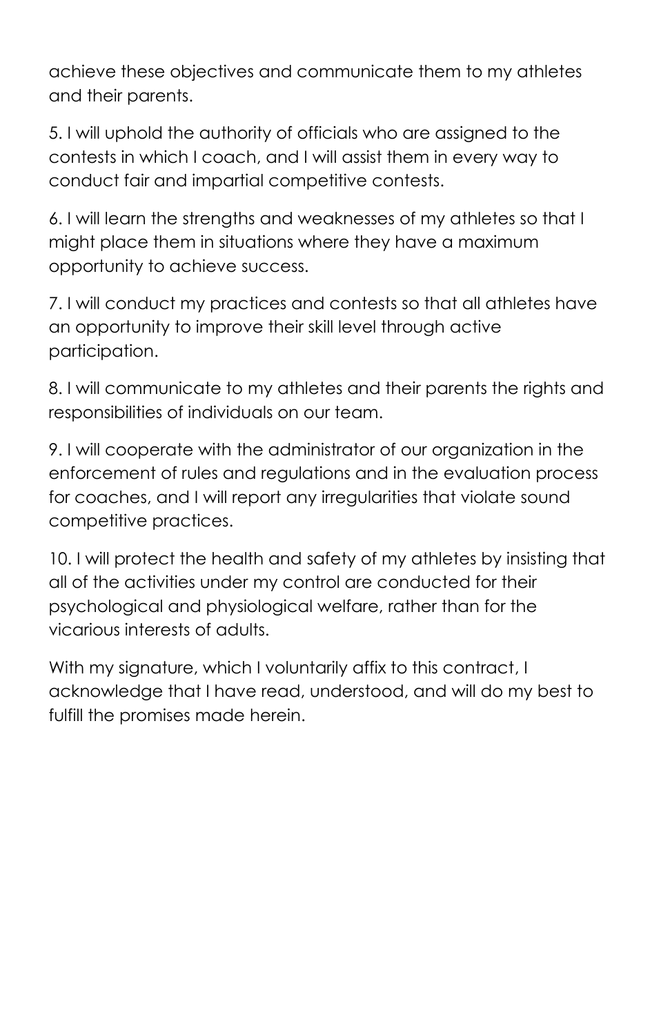achieve these objectives and communicate them to my athletes and their parents.

5. I will uphold the authority of officials who are assigned to the contests in which I coach, and I will assist them in every way to conduct fair and impartial competitive contests.

6. I will learn the strengths and weaknesses of my athletes so that I might place them in situations where they have a maximum opportunity to achieve success.

7. I will conduct my practices and contests so that all athletes have an opportunity to improve their skill level through active participation.

8. I will communicate to my athletes and their parents the rights and responsibilities of individuals on our team.

9. I will cooperate with the administrator of our organization in the enforcement of rules and regulations and in the evaluation process for coaches, and I will report any irregularities that violate sound competitive practices.

10. I will protect the health and safety of my athletes by insisting that all of the activities under my control are conducted for their psychological and physiological welfare, rather than for the vicarious interests of adults.

With my signature, which I voluntarily affix to this contract, I acknowledge that I have read, understood, and will do my best to fulfill the promises made herein.